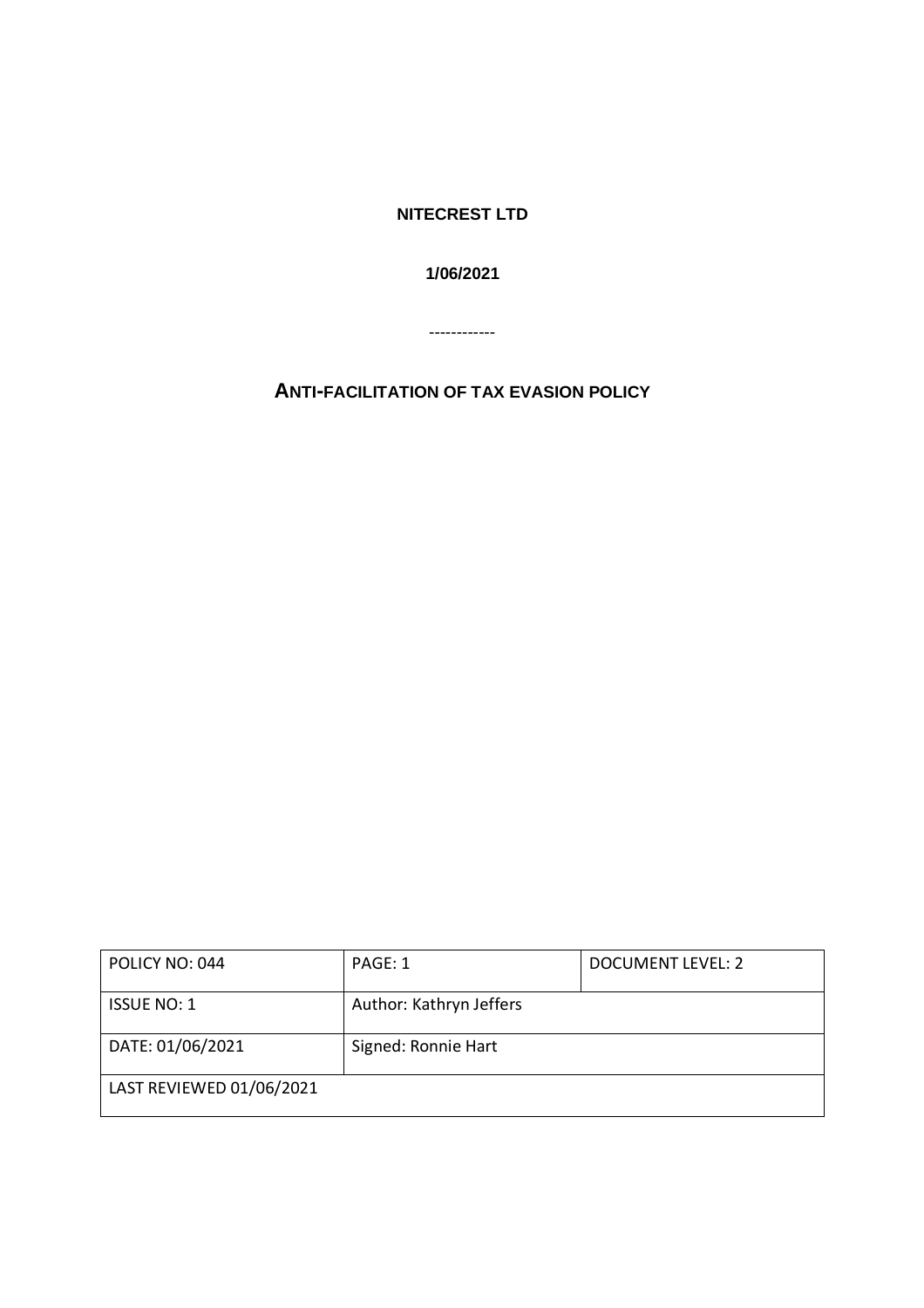**NITECREST LTD**

**1/06/2021**

------------

# ANTI-FACILITATION OF TAX EVASION POLICY

| POLICY NO: 044 | PAGE: 1 | DOCUMENT LEVEL: 2 |
| --- | --- | --- |
| ISSUE NO: 1 | Author: Kathryn Jeffers | |
| DATE: 01/06/2021 | Signed: Ronnie Hart | |
| LAST REVIEWED 01/06/2021 | | |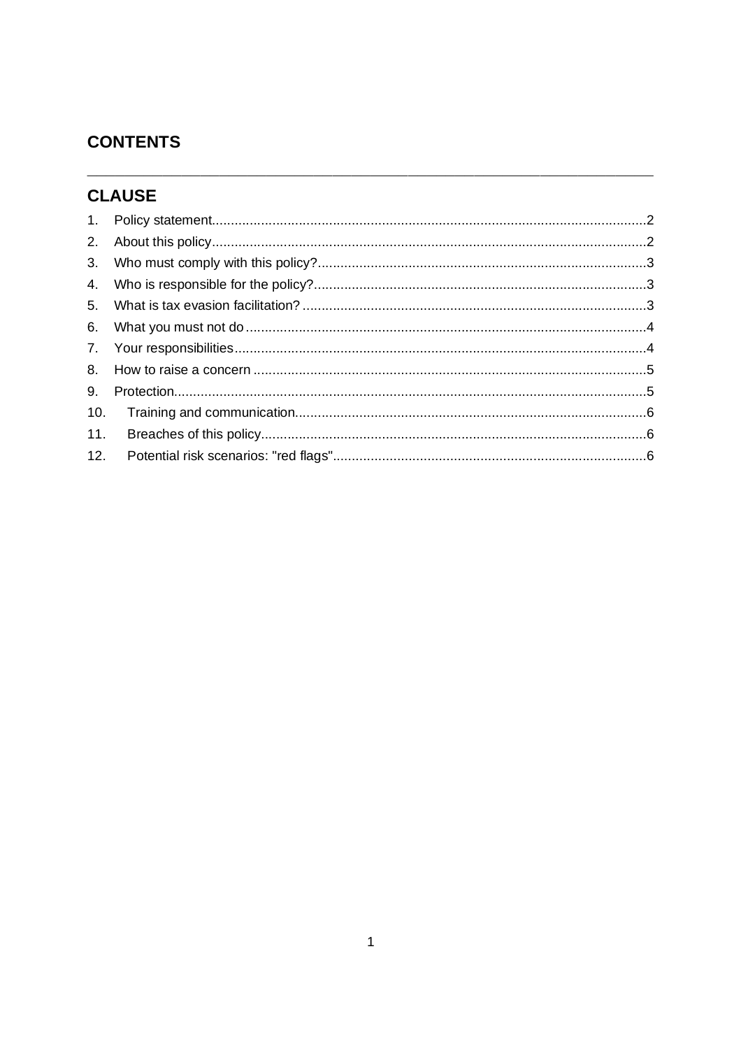## CONTENTS

---

## CLAUSE

1. Policy statement....................................................................................................................2
2. About this policy....................................................................................................................2
3. Who must comply with this policy?.......................................................................................3
4. Who is responsible for the policy?........................................................................................3
5. What is tax evasion facilitation? ...........................................................................................3
6. What you must not do ..........................................................................................................4
7. Your responsibilities..............................................................................................................4
8. How to raise a concern ........................................................................................................5
9. Protection..............................................................................................................................5
10. Training and communication.............................................................................................6
11. Breaches of this policy.......................................................................................................6
12. Potential risk scenarios: "red flags"....................................................................................6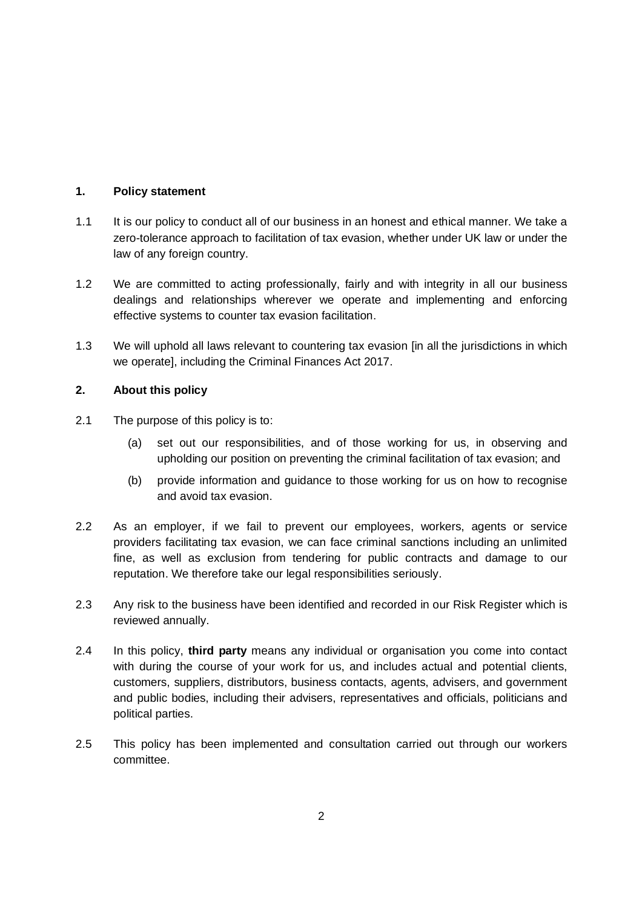## 1. Policy statement

1.1 It is our policy to conduct all of our business in an honest and ethical manner. We take a zero-tolerance approach to facilitation of tax evasion, whether under UK law or under the law of any foreign country.

1.2 We are committed to acting professionally, fairly and with integrity in all our business dealings and relationships wherever we operate and implementing and enforcing effective systems to counter tax evasion facilitation.

1.3 We will uphold all laws relevant to countering tax evasion [in all the jurisdictions in which we operate], including the Criminal Finances Act 2017.

## 2. About this policy

2.1 The purpose of this policy is to:

(a) set out our responsibilities, and of those working for us, in observing and upholding our position on preventing the criminal facilitation of tax evasion; and

(b) provide information and guidance to those working for us on how to recognise and avoid tax evasion.

2.2 As an employer, if we fail to prevent our employees, workers, agents or service providers facilitating tax evasion, we can face criminal sanctions including an unlimited fine, as well as exclusion from tendering for public contracts and damage to our reputation. We therefore take our legal responsibilities seriously.

2.3 Any risk to the business have been identified and recorded in our Risk Register which is reviewed annually.

2.4 In this policy, **third party** means any individual or organisation you come into contact with during the course of your work for us, and includes actual and potential clients, customers, suppliers, distributors, business contacts, agents, advisers, and government and public bodies, including their advisers, representatives and officials, politicians and political parties.

2.5 This policy has been implemented and consultation carried out through our workers committee.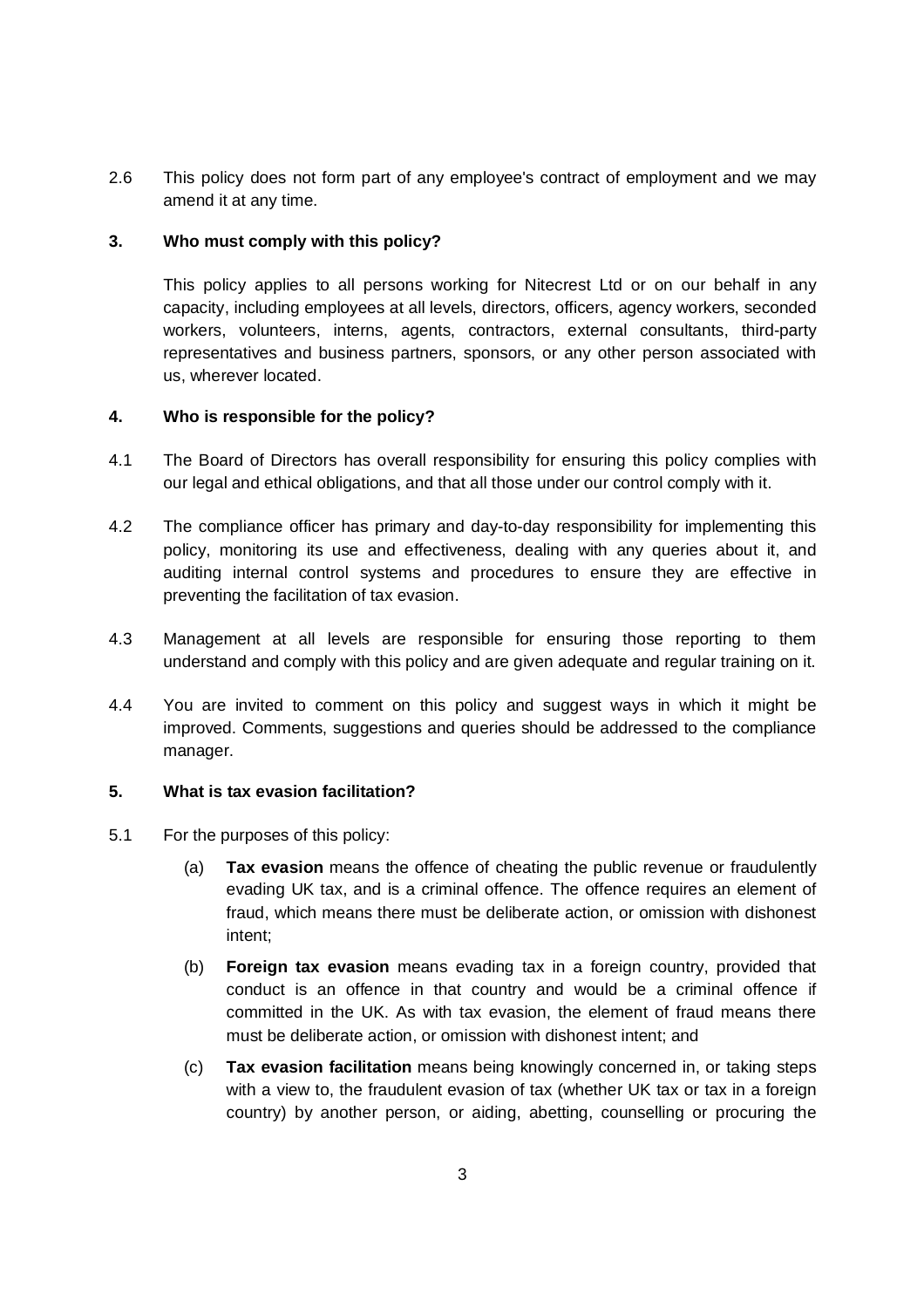2.6 This policy does not form part of any employee's contract of employment and we may amend it at any time.

## 3. Who must comply with this policy?

This policy applies to all persons working for Nitecrest Ltd or on our behalf in any capacity, including employees at all levels, directors, officers, agency workers, seconded workers, volunteers, interns, agents, contractors, external consultants, third-party representatives and business partners, sponsors, or any other person associated with us, wherever located.

## 4. Who is responsible for the policy?

4.1 The Board of Directors has overall responsibility for ensuring this policy complies with our legal and ethical obligations, and that all those under our control comply with it.

4.2 The compliance officer has primary and day-to-day responsibility for implementing this policy, monitoring its use and effectiveness, dealing with any queries about it, and auditing internal control systems and procedures to ensure they are effective in preventing the facilitation of tax evasion.

4.3 Management at all levels are responsible for ensuring those reporting to them understand and comply with this policy and are given adequate and regular training on it.

4.4 You are invited to comment on this policy and suggest ways in which it might be improved. Comments, suggestions and queries should be addressed to the compliance manager.

## 5. What is tax evasion facilitation?

5.1 For the purposes of this policy:

(a) **Tax evasion** means the offence of cheating the public revenue or fraudulently evading UK tax, and is a criminal offence. The offence requires an element of fraud, which means there must be deliberate action, or omission with dishonest intent;

(b) **Foreign tax evasion** means evading tax in a foreign country, provided that conduct is an offence in that country and would be a criminal offence if committed in the UK. As with tax evasion, the element of fraud means there must be deliberate action, or omission with dishonest intent; and

(c) **Tax evasion facilitation** means being knowingly concerned in, or taking steps with a view to, the fraudulent evasion of tax (whether UK tax or tax in a foreign country) by another person, or aiding, abetting, counselling or procuring the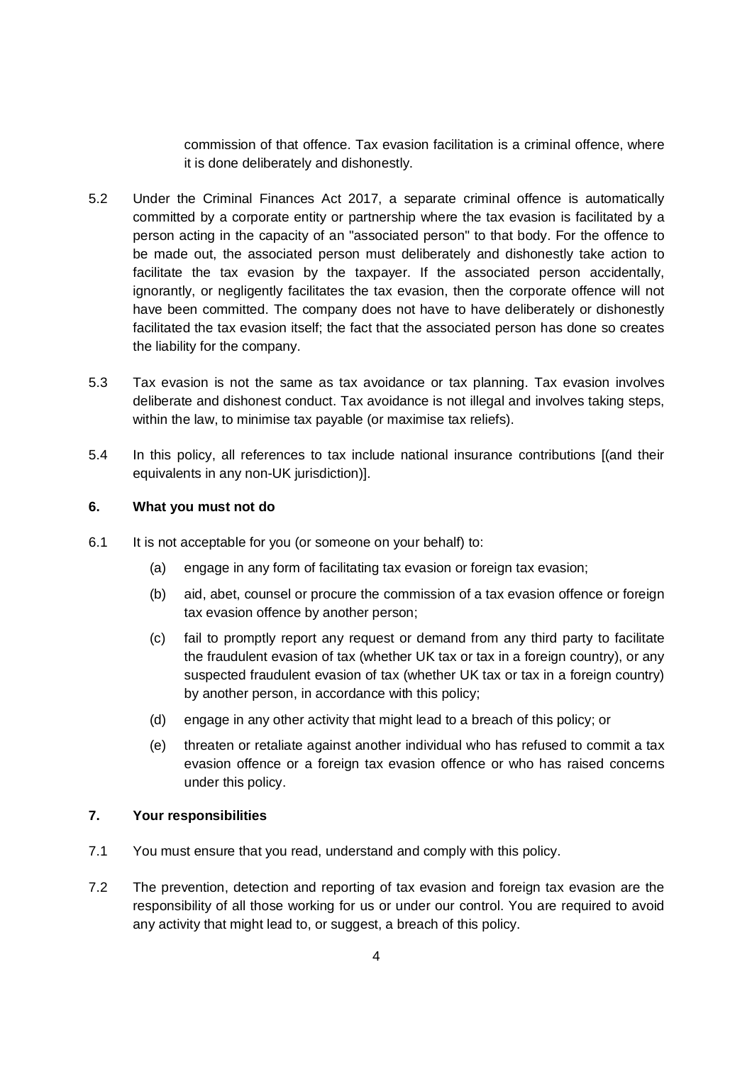commission of that offence. Tax evasion facilitation is a criminal offence, where it is done deliberately and dishonestly.

5.2 Under the Criminal Finances Act 2017, a separate criminal offence is automatically committed by a corporate entity or partnership where the tax evasion is facilitated by a person acting in the capacity of an "associated person" to that body. For the offence to be made out, the associated person must deliberately and dishonestly take action to facilitate the tax evasion by the taxpayer. If the associated person accidentally, ignorantly, or negligently facilitates the tax evasion, then the corporate offence will not have been committed. The company does not have to have deliberately or dishonestly facilitated the tax evasion itself; the fact that the associated person has done so creates the liability for the company.

5.3 Tax evasion is not the same as tax avoidance or tax planning. Tax evasion involves deliberate and dishonest conduct. Tax avoidance is not illegal and involves taking steps, within the law, to minimise tax payable (or maximise tax reliefs).

5.4 In this policy, all references to tax include national insurance contributions [(and their equivalents in any non-UK jurisdiction)].

**6. What you must not do**

6.1 It is not acceptable for you (or someone on your behalf) to:

(a) engage in any form of facilitating tax evasion or foreign tax evasion;

(b) aid, abet, counsel or procure the commission of a tax evasion offence or foreign tax evasion offence by another person;

(c) fail to promptly report any request or demand from any third party to facilitate the fraudulent evasion of tax (whether UK tax or tax in a foreign country), or any suspected fraudulent evasion of tax (whether UK tax or tax in a foreign country) by another person, in accordance with this policy;

(d) engage in any other activity that might lead to a breach of this policy; or

(e) threaten or retaliate against another individual who has refused to commit a tax evasion offence or a foreign tax evasion offence or who has raised concerns under this policy.

**7. Your responsibilities**

7.1 You must ensure that you read, understand and comply with this policy.

7.2 The prevention, detection and reporting of tax evasion and foreign tax evasion are the responsibility of all those working for us or under our control. You are required to avoid any activity that might lead to, or suggest, a breach of this policy.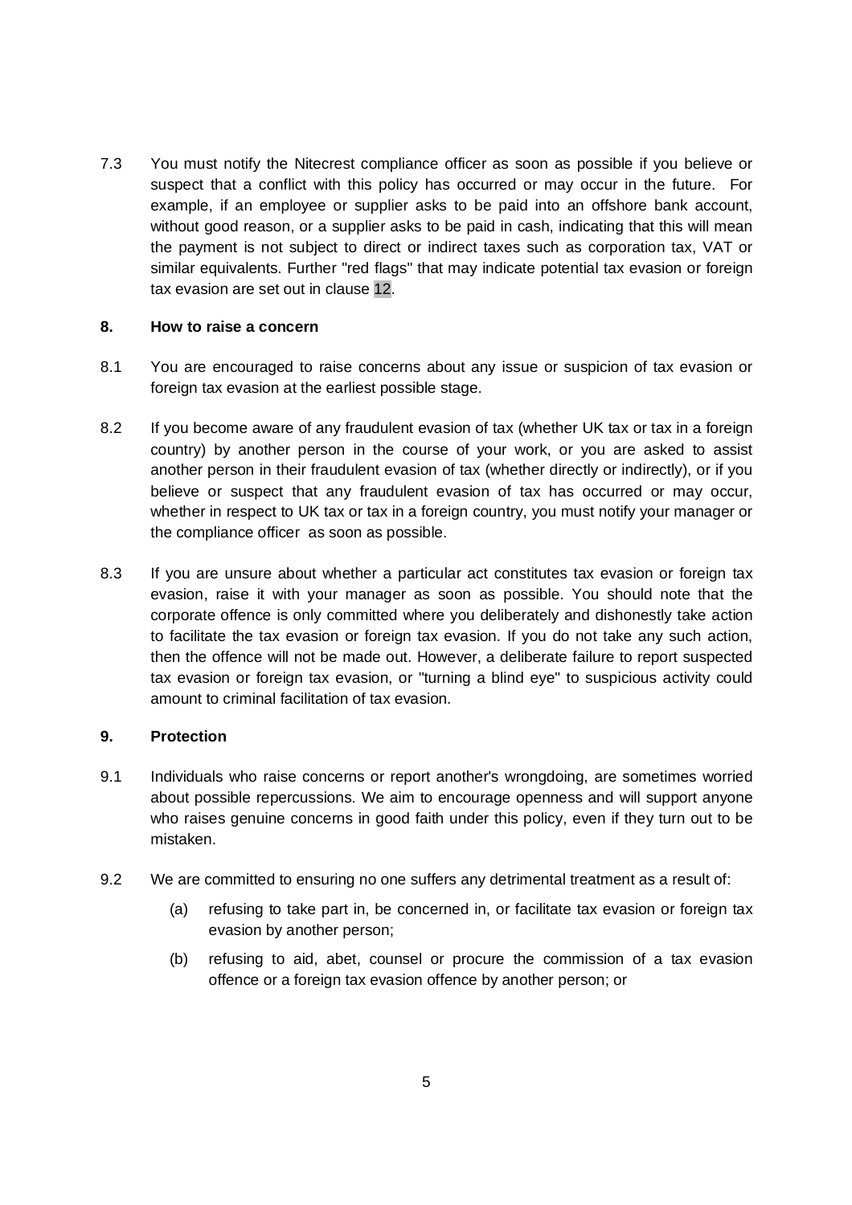7.3 You must notify the Nitecrest compliance officer as soon as possible if you believe or suspect that a conflict with this policy has occurred or may occur in the future. For example, if an employee or supplier asks to be paid into an offshore bank account, without good reason, or a supplier asks to be paid in cash, indicating that this will mean the payment is not subject to direct or indirect taxes such as corporation tax, VAT or similar equivalents. Further "red flags" that may indicate potential tax evasion or foreign tax evasion are set out in clause 12.

## 8. How to raise a concern

8.1 You are encouraged to raise concerns about any issue or suspicion of tax evasion or foreign tax evasion at the earliest possible stage.

8.2 If you become aware of any fraudulent evasion of tax (whether UK tax or tax in a foreign country) by another person in the course of your work, or you are asked to assist another person in their fraudulent evasion of tax (whether directly or indirectly), or if you believe or suspect that any fraudulent evasion of tax has occurred or may occur, whether in respect to UK tax or tax in a foreign country, you must notify your manager or the compliance officer as soon as possible.

8.3 If you are unsure about whether a particular act constitutes tax evasion or foreign tax evasion, raise it with your manager as soon as possible. You should note that the corporate offence is only committed where you deliberately and dishonestly take action to facilitate the tax evasion or foreign tax evasion. If you do not take any such action, then the offence will not be made out. However, a deliberate failure to report suspected tax evasion or foreign tax evasion, or "turning a blind eye" to suspicious activity could amount to criminal facilitation of tax evasion.

## 9. Protection

9.1 Individuals who raise concerns or report another's wrongdoing, are sometimes worried about possible repercussions. We aim to encourage openness and will support anyone who raises genuine concerns in good faith under this policy, even if they turn out to be mistaken.

9.2 We are committed to ensuring no one suffers any detrimental treatment as a result of:

(a) refusing to take part in, be concerned in, or facilitate tax evasion or foreign tax evasion by another person;

(b) refusing to aid, abet, counsel or procure the commission of a tax evasion offence or a foreign tax evasion offence by another person; or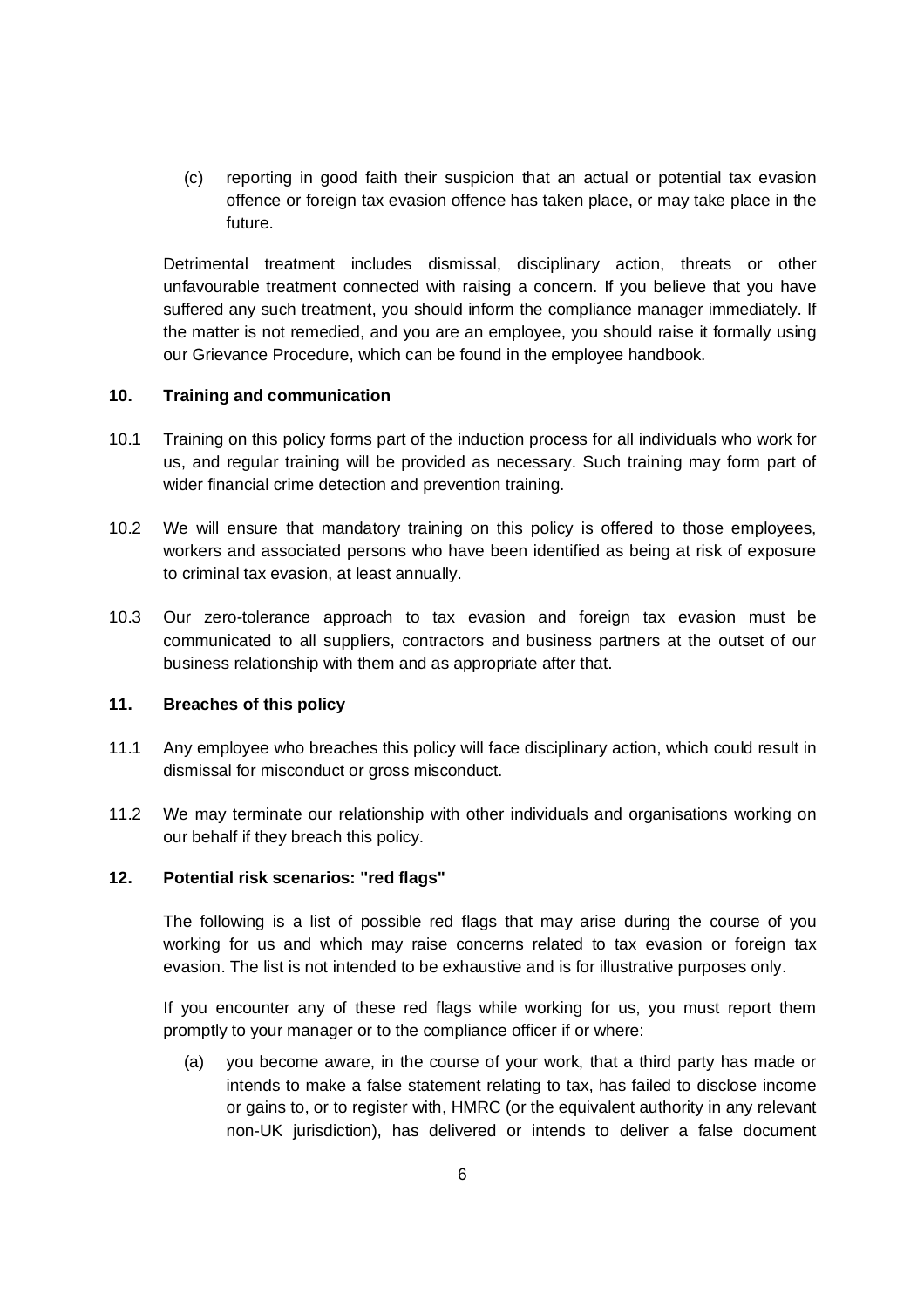(c) reporting in good faith their suspicion that an actual or potential tax evasion offence or foreign tax evasion offence has taken place, or may take place in the future.

Detrimental treatment includes dismissal, disciplinary action, threats or other unfavourable treatment connected with raising a concern. If you believe that you have suffered any such treatment, you should inform the compliance manager immediately. If the matter is not remedied, and you are an employee, you should raise it formally using our Grievance Procedure, which can be found in the employee handbook.

**10. Training and communication**

10.1 Training on this policy forms part of the induction process for all individuals who work for us, and regular training will be provided as necessary. Such training may form part of wider financial crime detection and prevention training.

10.2 We will ensure that mandatory training on this policy is offered to those employees, workers and associated persons who have been identified as being at risk of exposure to criminal tax evasion, at least annually.

10.3 Our zero-tolerance approach to tax evasion and foreign tax evasion must be communicated to all suppliers, contractors and business partners at the outset of our business relationship with them and as appropriate after that.

**11. Breaches of this policy**

11.1 Any employee who breaches this policy will face disciplinary action, which could result in dismissal for misconduct or gross misconduct.

11.2 We may terminate our relationship with other individuals and organisations working on our behalf if they breach this policy.

**12. Potential risk scenarios: "red flags"**

The following is a list of possible red flags that may arise during the course of you working for us and which may raise concerns related to tax evasion or foreign tax evasion. The list is not intended to be exhaustive and is for illustrative purposes only.

If you encounter any of these red flags while working for us, you must report them promptly to your manager or to the compliance officer if or where:

(a) you become aware, in the course of your work, that a third party has made or intends to make a false statement relating to tax, has failed to disclose income or gains to, or to register with, HMRC (or the equivalent authority in any relevant non-UK jurisdiction), has delivered or intends to deliver a false document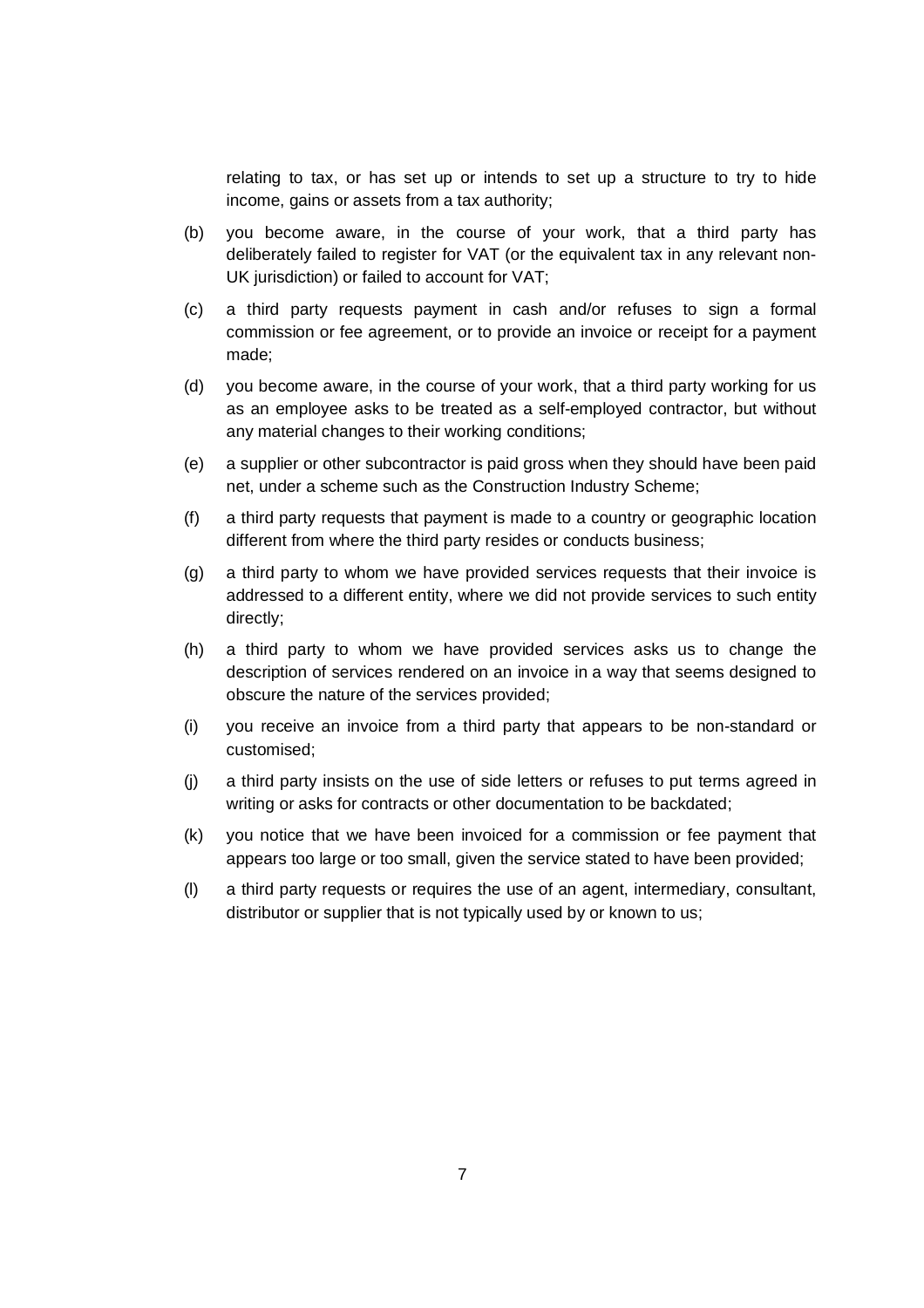relating to tax, or has set up or intends to set up a structure to try to hide income, gains or assets from a tax authority;

(b) you become aware, in the course of your work, that a third party has deliberately failed to register for VAT (or the equivalent tax in any relevant non-UK jurisdiction) or failed to account for VAT;

(c) a third party requests payment in cash and/or refuses to sign a formal commission or fee agreement, or to provide an invoice or receipt for a payment made;

(d) you become aware, in the course of your work, that a third party working for us as an employee asks to be treated as a self-employed contractor, but without any material changes to their working conditions;

(e) a supplier or other subcontractor is paid gross when they should have been paid net, under a scheme such as the Construction Industry Scheme;

(f) a third party requests that payment is made to a country or geographic location different from where the third party resides or conducts business;

(g) a third party to whom we have provided services requests that their invoice is addressed to a different entity, where we did not provide services to such entity directly;

(h) a third party to whom we have provided services asks us to change the description of services rendered on an invoice in a way that seems designed to obscure the nature of the services provided;

(i) you receive an invoice from a third party that appears to be non-standard or customised;

(j) a third party insists on the use of side letters or refuses to put terms agreed in writing or asks for contracts or other documentation to be backdated;

(k) you notice that we have been invoiced for a commission or fee payment that appears too large or too small, given the service stated to have been provided;

(l) a third party requests or requires the use of an agent, intermediary, consultant, distributor or supplier that is not typically used by or known to us;